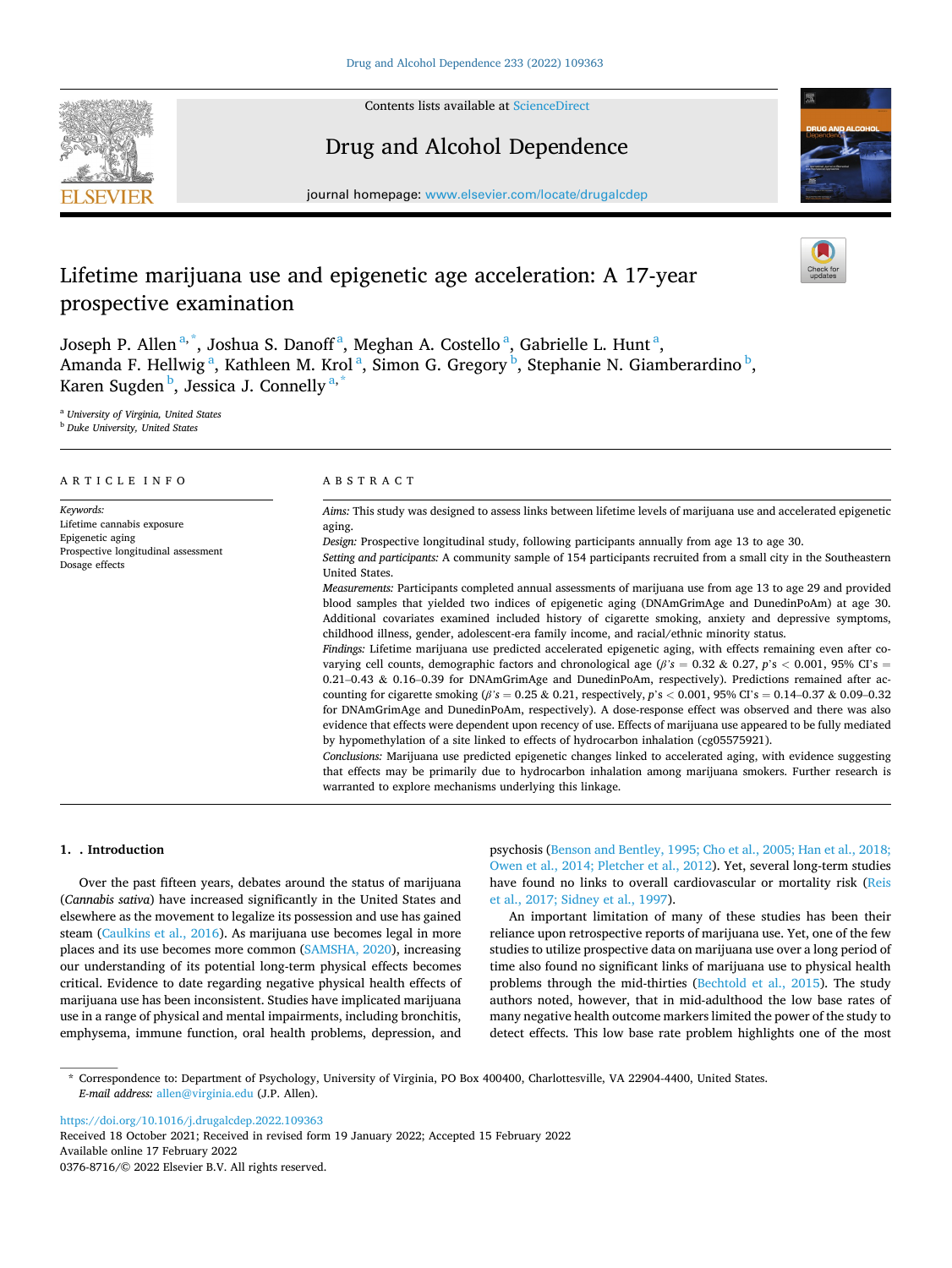# Lifetime marijuana use and epigenetic age acceleration: A 17-year prospective examination

Joseph P. Allen [a,*], Joshua S. Danoff [a], Meghan A. Costello [a], Gabrielle L. Hunt [a], Amanda F. Hellwig [a], Kathleen M. Krol [a], Simon G. Gregory [b], Stephanie N. Giamberardino [b], Karen Sugden [b], Jessica J. Connelly [a,*]

[a] University of Virginia, United States
[b] Duke University, United States

## ARTICLE INFO

*Keywords:*
Lifetime cannabis exposure
Epigenetic aging
Prospective longitudinal assessment
Dosage effects

## ABSTRACT

*Aims:* This study was designed to assess links between lifetime levels of marijuana use and accelerated epigenetic aging.

*Design:* Prospective longitudinal study, following participants annually from age 13 to age 30.

*Setting and participants:* A community sample of 154 participants recruited from a small city in the Southeastern United States.

*Measurements:* Participants completed annual assessments of marijuana use from age 13 to age 29 and provided blood samples that yielded two indices of epigenetic aging (DNAmGrimAge and DunedinPoAm) at age 30. Additional covariates examined included history of cigarette smoking, anxiety and depressive symptoms, childhood illness, gender, adolescent-era family income, and racial/ethnic minority status.

*Findings:* Lifetime marijuana use predicted accelerated epigenetic aging, with effects remaining even after covarying cell counts, demographic factors and chronological age ($\beta$'s = 0.32 & 0.27, $p$'s < 0.001, 95% CI's = 0.21–0.43 & 0.16–0.39 for DNAmGrimAge and DunedinPoAm, respectively). Predictions remained after accounting for cigarette smoking ($\beta$'s = 0.25 & 0.21, respectively, $p$'s < 0.001, 95% CI's = 0.14–0.37 & 0.09–0.32 for DNAmGrimAge and DunedinPoAm, respectively). A dose-response effect was observed and there was also evidence that effects were dependent upon recency of use. Effects of marijuana use appeared to be fully mediated by hypomethylation of a site linked to effects of hydrocarbon inhalation (cg05575921).

*Conclusions:* Marijuana use predicted epigenetic changes linked to accelerated aging, with evidence suggesting that effects may be primarily due to hydrocarbon inhalation among marijuana smokers. Further research is warranted to explore mechanisms underlying this linkage.

## 1. . Introduction

Over the past fifteen years, debates around the status of marijuana (*Cannabis sativa*) have increased significantly in the United States and elsewhere as the movement to legalize its possession and use has gained steam (Caulkins et al., 2016). As marijuana use becomes legal in more places and its use becomes more common (SAMSHA, 2020), increasing our understanding of its potential long-term physical effects becomes critical. Evidence to date regarding negative physical health effects of marijuana use has been inconsistent. Studies have implicated marijuana use in a range of physical and mental impairments, including bronchitis, emphysema, immune function, oral health problems, depression, and psychosis (Benson and Bentley, 1995; Cho et al., 2005; Han et al., 2018; Owen et al., 2014; Pletcher et al., 2012). Yet, several long-term studies have found no links to overall cardiovascular or mortality risk (Reis et al., 2017; Sidney et al., 1997).

An important limitation of many of these studies has been their reliance upon retrospective reports of marijuana use. Yet, one of the few studies to utilize prospective data on marijuana use over a long period of time also found no significant links of marijuana use to physical health problems through the mid-thirties (Bechtold et al., 2015). The study authors noted, however, that in mid-adulthood the low base rates of many negative health outcome markers limited the power of the study to detect effects. This low base rate problem highlights one of the most

* Correspondence to: Department of Psychology, University of Virginia, PO Box 400400, Charlottesville, VA 22904-4400, United States.
*E-mail address:* allen@virginia.edu (J.P. Allen).

https://doi.org/10.1016/j.drugalcdep.2022.109363
Received 18 October 2021; Received in revised form 19 January 2022; Accepted 15 February 2022
Available online 17 February 2022
0376-8716/© 2022 Elsevier B.V. All rights reserved.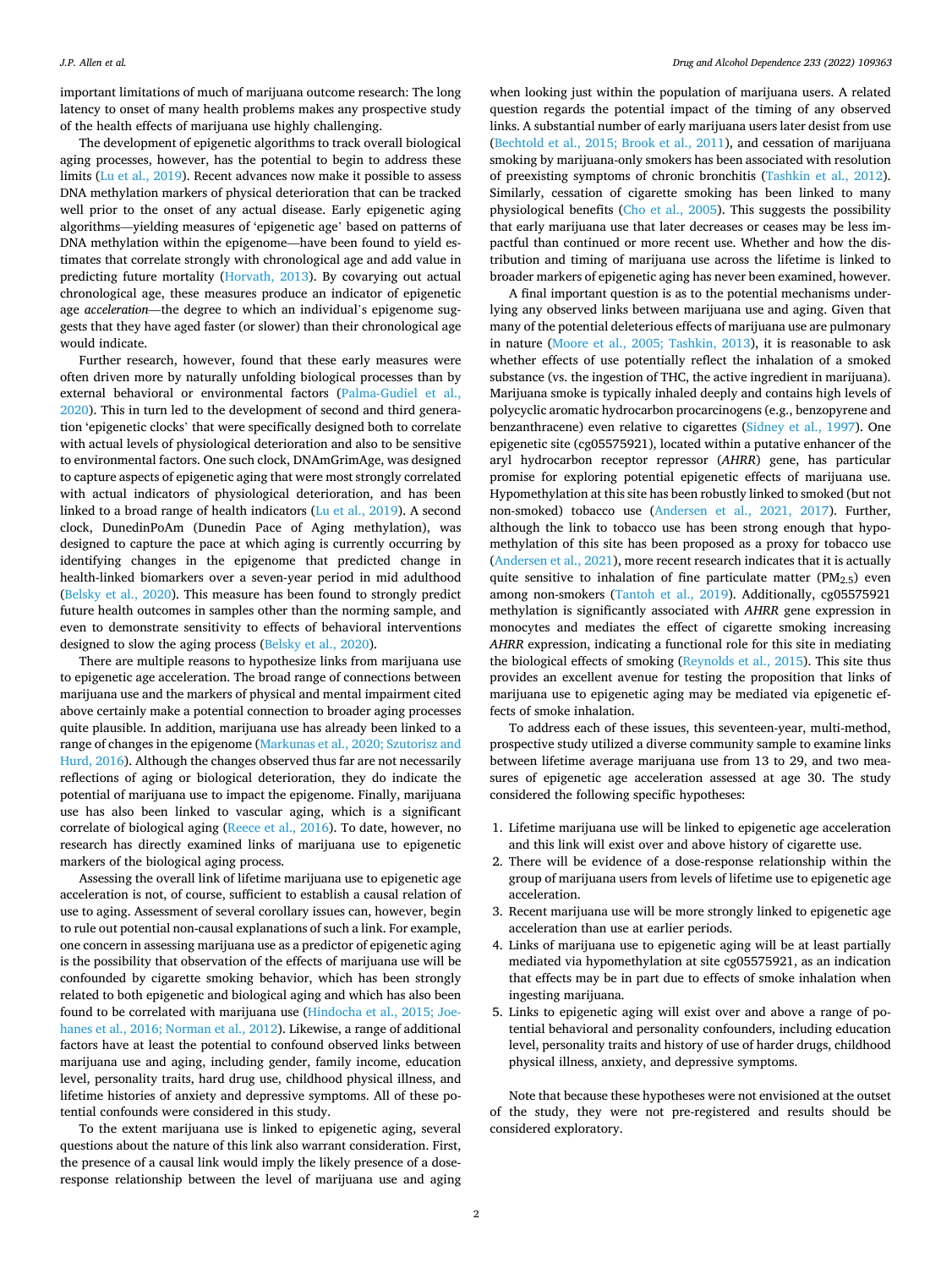important limitations of much of marijuana outcome research: The long latency to onset of many health problems makes any prospective study of the health effects of marijuana use highly challenging.

The development of epigenetic algorithms to track overall biological aging processes, however, has the potential to begin to address these limits (Lu et al., 2019). Recent advances now make it possible to assess DNA methylation markers of physical deterioration that can be tracked well prior to the onset of any actual disease. Early epigenetic aging algorithms—yielding measures of 'epigenetic age' based on patterns of DNA methylation within the epigenome—have been found to yield estimates that correlate strongly with chronological age and add value in predicting future mortality (Horvath, 2013). By covarying out actual chronological age, these measures produce an indicator of epigenetic age *acceleration*—the degree to which an individual's epigenome suggests that they have aged faster (or slower) than their chronological age would indicate.

Further research, however, found that these early measures were often driven more by naturally unfolding biological processes than by external behavioral or environmental factors (Palma-Gudiel et al., 2020). This in turn led to the development of second and third generation 'epigenetic clocks' that were specifically designed both to correlate with actual levels of physiological deterioration and also to be sensitive to environmental factors. One such clock, DNAmGrimAge, was designed to capture aspects of epigenetic aging that were most strongly correlated with actual indicators of physiological deterioration, and has been linked to a broad range of health indicators (Lu et al., 2019). A second clock, DunedinPoAm (Dunedin Pace of Aging methylation), was designed to capture the pace at which aging is currently occurring by identifying changes in the epigenome that predicted change in health-linked biomarkers over a seven-year period in mid adulthood (Belsky et al., 2020). This measure has been found to strongly predict future health outcomes in samples other than the norming sample, and even to demonstrate sensitivity to effects of behavioral interventions designed to slow the aging process (Belsky et al., 2020).

There are multiple reasons to hypothesize links from marijuana use to epigenetic age acceleration. The broad range of connections between marijuana use and the markers of physical and mental impairment cited above certainly make a potential connection to broader aging processes quite plausible. In addition, marijuana use has already been linked to a range of changes in the epigenome (Markunas et al., 2020; Szutorisz and Hurd, 2016). Although the changes observed thus far are not necessarily reflections of aging or biological deterioration, they do indicate the potential of marijuana use to impact the epigenome. Finally, marijuana use has also been linked to vascular aging, which is a significant correlate of biological aging (Reece et al., 2016). To date, however, no research has directly examined links of marijuana use to epigenetic markers of the biological aging process.

Assessing the overall link of lifetime marijuana use to epigenetic age acceleration is not, of course, sufficient to establish a causal relation of use to aging. Assessment of several corollary issues can, however, begin to rule out potential non-causal explanations of such a link. For example, one concern in assessing marijuana use as a predictor of epigenetic aging is the possibility that observation of the effects of marijuana use will be confounded by cigarette smoking behavior, which has been strongly related to both epigenetic and biological aging and which has also been found to be correlated with marijuana use (Hindocha et al., 2015; Joehanes et al., 2016; Norman et al., 2012). Likewise, a range of additional factors have at least the potential to confound observed links between marijuana use and aging, including gender, family income, education level, personality traits, hard drug use, childhood physical illness, and lifetime histories of anxiety and depressive symptoms. All of these potential confounds were considered in this study.

To the extent marijuana use is linked to epigenetic aging, several questions about the nature of this link also warrant consideration. First, the presence of a causal link would imply the likely presence of a dose-response relationship between the level of marijuana use and aging when looking just within the population of marijuana users. A related question regards the potential impact of the timing of any observed links. A substantial number of early marijuana users later desist from use (Bechtold et al., 2015; Brook et al., 2011), and cessation of marijuana smoking by marijuana-only smokers has been associated with resolution of preexisting symptoms of chronic bronchitis (Tashkin et al., 2012). Similarly, cessation of cigarette smoking has been linked to many physiological benefits (Cho et al., 2005). This suggests the possibility that early marijuana use that later decreases or ceases may be less impactful than continued or more recent use. Whether and how the distribution and timing of marijuana use across the lifetime is linked to broader markers of epigenetic aging has never been examined, however.

A final important question is as to the potential mechanisms underlying any observed links between marijuana use and aging. Given that many of the potential deleterious effects of marijuana use are pulmonary in nature (Moore et al., 2005; Tashkin, 2013), it is reasonable to ask whether effects of use potentially reflect the inhalation of a smoked substance (vs. the ingestion of THC, the active ingredient in marijuana). Marijuana smoke is typically inhaled deeply and contains high levels of polycyclic aromatic hydrocarbon procarcinogens (e.g., benzopyrene and benzanthracene) even relative to cigarettes (Sidney et al., 1997). One epigenetic site (cg05575921), located within a putative enhancer of the aryl hydrocarbon receptor repressor (*AHRR*) gene, has particular promise for exploring potential epigenetic effects of marijuana use. Hypomethylation at this site has been robustly linked to smoked (but not non-smoked) tobacco use (Andersen et al., 2021, 2017). Further, although the link to tobacco use has been strong enough that hypomethylation of this site has been proposed as a proxy for tobacco use (Andersen et al., 2021), more recent research indicates that it is actually quite sensitive to inhalation of fine particulate matter ($PM_{2.5}$) even among non-smokers (Tantoh et al., 2019). Additionally, cg05575921 methylation is significantly associated with *AHRR* gene expression in monocytes and mediates the effect of cigarette smoking increasing *AHRR* expression, indicating a functional role for this site in mediating the biological effects of smoking (Reynolds et al., 2015). This site thus provides an excellent avenue for testing the proposition that links of marijuana use to epigenetic aging may be mediated via epigenetic effects of smoke inhalation.

To address each of these issues, this seventeen-year, multi-method, prospective study utilized a diverse community sample to examine links between lifetime average marijuana use from 13 to 29, and two measures of epigenetic age acceleration assessed at age 30. The study considered the following specific hypotheses:

1. Lifetime marijuana use will be linked to epigenetic age acceleration and this link will exist over and above history of cigarette use.
2. There will be evidence of a dose-response relationship within the group of marijuana users from levels of lifetime use to epigenetic age acceleration.
3. Recent marijuana use will be more strongly linked to epigenetic age acceleration than use at earlier periods.
4. Links of marijuana use to epigenetic aging will be at least partially mediated via hypomethylation at site cg05575921, as an indication that effects may be in part due to effects of smoke inhalation when ingesting marijuana.
5. Links to epigenetic aging will exist over and above a range of potential behavioral and personality confounders, including education level, personality traits and history of use of harder drugs, childhood physical illness, anxiety, and depressive symptoms.

Note that because these hypotheses were not envisioned at the outset of the study, they were not pre-registered and results should be considered exploratory.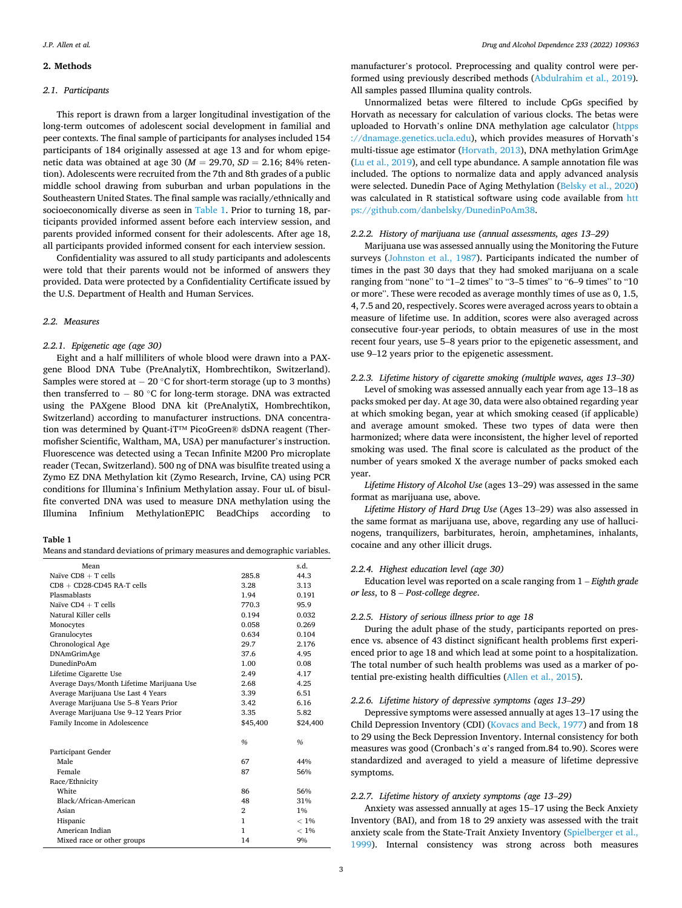## 2. Methods

### 2.1. Participants

This report is drawn from a larger longitudinal investigation of the long-term outcomes of adolescent social development in familial and peer contexts. The final sample of participants for analyses included 154 participants of 184 originally assessed at age 13 and for whom epigenetic data was obtained at age 30 ($M = 29.70$, $SD = 2.16$; 84% retention). Adolescents were recruited from the 7th and 8th grades of a public middle school drawing from suburban and urban populations in the Southeastern United States. The final sample was racially/ethnically and socioeconomically diverse as seen in Table 1. Prior to turning 18, participants provided informed assent before each interview session, and parents provided informed consent for their adolescents. After age 18, all participants provided informed consent for each interview session.

Confidentiality was assured to all study participants and adolescents were told that their parents would not be informed of answers they provided. Data were protected by a Confidentiality Certificate issued by the U.S. Department of Health and Human Services.

### 2.2. Measures

#### 2.2.1. Epigenetic age (age 30)

Eight and a half milliliters of whole blood were drawn into a PAXgene Blood DNA Tube (PreAnalytiX, Hombrechtikon, Switzerland). Samples were stored at − 20 °C for short-term storage (up to 3 months) then transferred to − 80 °C for long-term storage. DNA was extracted using the PAXgene Blood DNA kit (PreAnalytiX, Hombrechtikon, Switzerland) according to manufacturer instructions. DNA concentration was determined by Quant-iT™ PicoGreen® dsDNA reagent (Thermofisher Scientific, Waltham, MA, USA) per manufacturer's instruction. Fluorescence was detected using a Tecan Infinite M200 Pro microplate reader (Tecan, Switzerland). 500 ng of DNA was bisulfite treated using a Zymo EZ DNA Methylation kit (Zymo Research, Irvine, CA) using PCR conditions for Illumina's Infinium Methylation assay. Four uL of bisulfite converted DNA was used to measure DNA methylation using the Illumina Infinium MethylationEPIC BeadChips according to manufacturer's protocol. Preprocessing and quality control were performed using previously described methods (Abdulrahim et al., 2019). All samples passed Illumina quality controls.

Unnormalized betas were filtered to include CpGs specified by Horvath as necessary for calculation of various clocks. The betas were uploaded to Horvath's online DNA methylation age calculator (htpps://dnamage.genetics.ucla.edu), which provides measures of Horvath's multi-tissue age estimator (Horvath, 2013), DNA methylation GrimAge (Lu et al., 2019), and cell type abundance. A sample annotation file was included. The options to normalize data and apply advanced analysis were selected. Dunedin Pace of Aging Methylation (Belsky et al., 2020) was calculated in R statistical software using code available from https://github.com/danbelsky/DunedinPoAm38.

**Table 1**
Means and standard deviations of primary measures and demographic variables.

| Mean | | s.d. |
|---|---|---|
| Naïve CD8 + T cells | 285.8 | 44.3 |
| CD8 + CD28-CD45 RA-T cells | 3.28 | 3.13 |
| Plasmablasts | 1.94 | 0.191 |
| Naïve CD4 + T cells | 770.3 | 95.9 |
| Natural Killer cells | 0.194 | 0.032 |
| Monocytes | 0.058 | 0.269 |
| Granulocytes | 0.634 | 0.104 |
| Chronological Age | 29.7 | 2.176 |
| DNAmGrimAge | 37.6 | 4.95 |
| DunedinPoAm | 1.00 | 0.08 |
| Lifetime Cigarette Use | 2.49 | 4.17 |
| Average Days/Month Lifetime Marijuana Use | 2.68 | 4.25 |
| Average Marijuana Use Last 4 Years | 3.39 | 6.51 |
| Average Marijuana Use 5–8 Years Prior | 3.42 | 6.16 |
| Average Marijuana Use 9–12 Years Prior | 3.35 | 5.82 |
| Family Income in Adolescence | $45,400 | $24,400 |
| | % | % |
| Participant Gender | | |
| Male | 67 | 44% |
| Female | 87 | 56% |
| Race/Ethnicity | | |
| White | 86 | 56% |
| Black/African-American | 48 | 31% |
| Asian | 2 | 1% |
| Hispanic | 1 | < 1% |
| American Indian | 1 | < 1% |
| Mixed race or other groups | 14 | 9% |

#### 2.2.2. History of marijuana use (annual assessments, ages 13–29)

Marijuana use was assessed annually using the Monitoring the Future surveys (Johnston et al., 1987). Participants indicated the number of times in the past 30 days that they had smoked marijuana on a scale ranging from "none" to "1–2 times" to "3–5 times" to "6–9 times" to "10 or more". These were recoded as average monthly times of use as 0, 1.5, 4, 7.5 and 20, respectively. Scores were averaged across years to obtain a measure of lifetime use. In addition, scores were also averaged across consecutive four-year periods, to obtain measures of use in the most recent four years, use 5–8 years prior to the epigenetic assessment, and use 9–12 years prior to the epigenetic assessment.

#### 2.2.3. Lifetime history of cigarette smoking (multiple waves, ages 13–30)

Level of smoking was assessed annually each year from age 13–18 as packs smoked per day. At age 30, data were also obtained regarding year at which smoking began, year at which smoking ceased (if applicable) and average amount smoked. These two types of data were then harmonized; where data were inconsistent, the higher level of reported smoking was used. The final score is calculated as the product of the number of years smoked X the average number of packs smoked each year.

*Lifetime History of Alcohol Use* (ages 13–29) was assessed in the same format as marijuana use, above.

*Lifetime History of Hard Drug Use* (Ages 13–29) was also assessed in the same format as marijuana use, above, regarding any use of hallucinogens, tranquilizers, barbiturates, heroin, amphetamines, inhalants, cocaine and any other illicit drugs.

#### 2.2.4. Highest education level (age 30)

Education level was reported on a scale ranging from 1 – *Eighth grade or less*, to 8 – *Post-college degree*.

#### 2.2.5. History of serious illness prior to age 18

During the adult phase of the study, participants reported on presence vs. absence of 43 distinct significant health problems first experienced prior to age 18 and which lead at some point to a hospitalization. The total number of such health problems was used as a marker of potential pre-existing health difficulties (Allen et al., 2015).

#### 2.2.6. Lifetime history of depressive symptoms (ages 13–29)

Depressive symptoms were assessed annually at ages 13–17 using the Child Depression Inventory (CDI) (Kovacs and Beck, 1977) and from 18 to 29 using the Beck Depression Inventory. Internal consistency for both measures was good (Cronbach's α's ranged from.84 to.90). Scores were standardized and averaged to yield a measure of lifetime depressive symptoms.

#### 2.2.7. Lifetime history of anxiety symptoms (age 13–29)

Anxiety was assessed annually at ages 15–17 using the Beck Anxiety Inventory (BAI), and from 18 to 29 anxiety was assessed with the trait anxiety scale from the State-Trait Anxiety Inventory (Spielberger et al., 1999). Internal consistency was strong across both measures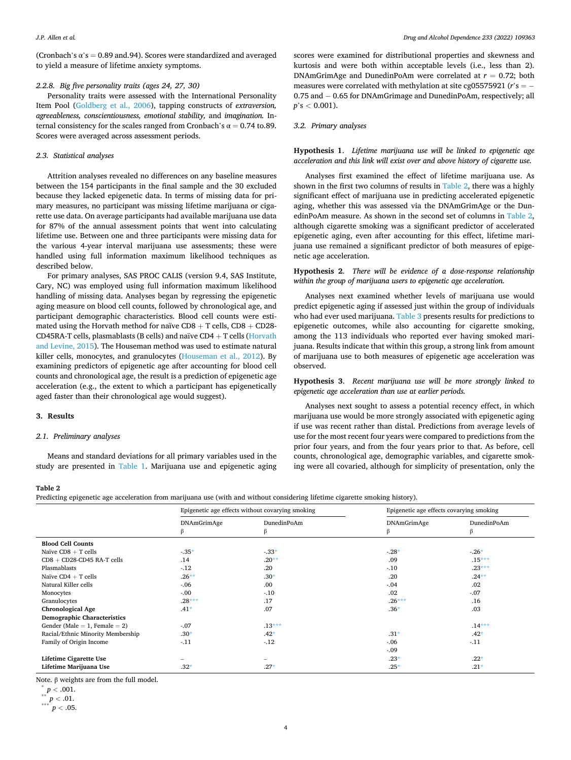(Cronbach's α's = 0.89 and.94). Scores were standardized and averaged to yield a measure of lifetime anxiety symptoms.

### 2.2.8. Big five personality traits (ages 24, 27, 30)

Personality traits were assessed with the International Personality Item Pool (Goldberg et al., 2006), tapping constructs of *extraversion, agreeableness, conscientiousness, emotional stability,* and *imagination.* Internal consistency for the scales ranged from Cronbach's α = 0.74 to.89. Scores were averaged across assessment periods.

### 2.3. Statistical analyses

Attrition analyses revealed no differences on any baseline measures between the 154 participants in the final sample and the 30 excluded because they lacked epigenetic data. In terms of missing data for primary measures, no participant was missing lifetime marijuana or cigarette use data. On average participants had available marijuana use data for 87% of the annual assessment points that went into calculating lifetime use. Between one and three participants were missing data for the various 4-year interval marijuana use assessments; these were handled using full information maximum likelihood techniques as described below.

For primary analyses, SAS PROC CALIS (version 9.4, SAS Institute, Cary, NC) was employed using full information maximum likelihood handling of missing data. Analyses began by regressing the epigenetic aging measure on blood cell counts, followed by chronological age, and participant demographic characteristics. Blood cell counts were estimated using the Horvath method for naïve CD8 + T cells, CD8 + CD28-CD45RA-T cells, plasmablasts (B cells) and naïve CD4 + T cells (Horvath and Levine, 2015). The Houseman method was used to estimate natural killer cells, monocytes, and granulocytes (Houseman et al., 2012). By examining predictors of epigenetic age after accounting for blood cell counts and chronological age, the result is a prediction of epigenetic age acceleration (e.g., the extent to which a participant has epigenetically aged faster than their chronological age would suggest).

## 3. Results

### 2.1. Preliminary analyses

Means and standard deviations for all primary variables used in the study are presented in Table 1. Marijuana use and epigenetic aging scores were examined for distributional properties and skewness and kurtosis and were both within acceptable levels (i.e., less than 2). DNAmGrimAge and DunedinPoAm were correlated at $r = 0.72$; both measures were correlated with methylation at site cg05575921 ($r$'s = −0.75 and − 0.65 for DNAmGrimage and DunedinPoAm, respectively; all $p$'s < 0.001).

### 3.2. Primary analyses

**Hypothesis 1**. *Lifetime marijuana use will be linked to epigenetic age acceleration and this link will exist over and above history of cigarette use.*

Analyses first examined the effect of lifetime marijuana use. As shown in the first two columns of results in Table 2, there was a highly significant effect of marijuana use in predicting accelerated epigenetic aging, whether this was assessed via the DNAmGrimAge or the DunedinPoAm measure. As shown in the second set of columns in Table 2, although cigarette smoking was a significant predictor of accelerated epigenetic aging, even after accounting for this effect, lifetime marijuana use remained a significant predictor of both measures of epigenetic age acceleration.

**Hypothesis 2**. *There will be evidence of a dose-response relationship within the group of marijuana users to epigenetic age acceleration.*

Analyses next examined whether levels of marijuana use would predict epigenetic aging if assessed just within the group of individuals who had ever used marijuana. Table 3 presents results for predictions to epigenetic outcomes, while also accounting for cigarette smoking, among the 113 individuals who reported ever having smoked marijuana. Results indicate that within this group, a strong link from amount of marijuana use to both measures of epigenetic age acceleration was observed.

**Hypothesis 3**. *Recent marijuana use will be more strongly linked to epigenetic age acceleration than use at earlier periods.*

Analyses next sought to assess a potential recency effect, in which marijuana use would be more strongly associated with epigenetic aging if use was recent rather than distal. Predictions from average levels of use for the most recent four years were compared to predictions from the prior four years, and from the four years prior to that. As before, cell counts, chronological age, demographic variables, and cigarette smoking were all covaried, although for simplicity of presentation, only the

**Table 2**
Predicting epigenetic age acceleration from marijuana use (with and without considering lifetime cigarette smoking history).

| | Epigenetic age effects without covarying smoking | | Epigenetic age effects covarying smoking | |
|---|---|---|---|---|
| | DNAmGrimAge β | DunedinPoAm β | DNAmGrimAge β | DunedinPoAm β |
| **Blood Cell Counts** | | | | |
| Naïve CD8 + T cells | -.35* | -.33* | -.28* | -.26* |
| CD8 + CD28-CD45 RA-T cells | .14 | .20** | .09 | .15*** |
| Plasmablasts | -.12 | .20 | -.10 | .23*** |
| Naïve CD4 + T cells | .26** | .30* | .20 | .24** |
| Natural Killer cells | -.06 | .00 | -.04 | .02 |
| Monocytes | -.00 | -.10 | .02 | -.07 |
| Granulocytes | .28*** | .17 | .26*** | .16 |
| **Chronological Age** | .41* | .07 | .36* | .03 |
| **Demographic Characteristics** | | | | |
| Gender (Male = 1, Female = 2) | -.07 | .13*** | | .14*** |
| Racial/Ethnic Minority Membership | .30* | .42* | .31* | .42* |
| Family of Origin Income | -.11 | -.12 | -.06 | -.11 |
| | | | -.09 | |
| **Lifetime Cigarette Use** | – | – | .23* | .22* |
| **Lifetime Marijuana Use** | .32* | .27* | .25* | .21* |

Note. β weights are from the full model.
* $p < .001$.
** $p < .01$.
*** $p < .05$.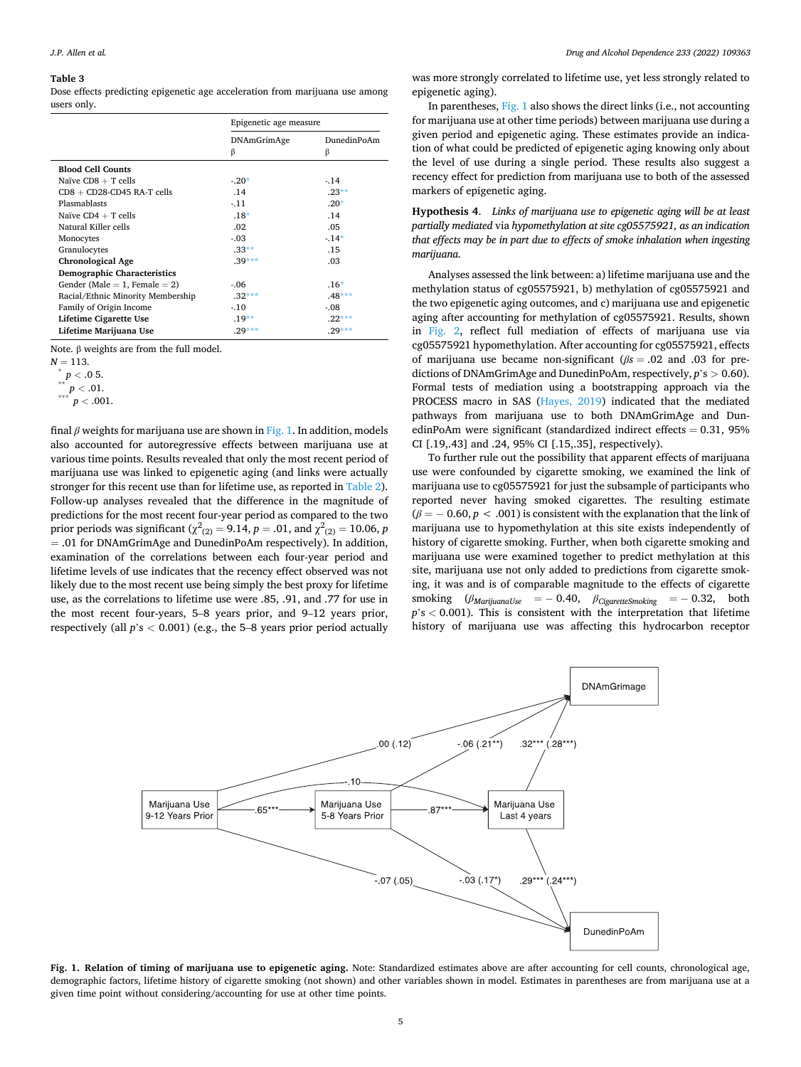**Table 3**
Dose effects predicting epigenetic age acceleration from marijuana use among users only.

| | Epigenetic age measure | |
|---|---|---|
| | DNAmGrimAge β | DunedinPoAm β |
| **Blood Cell Counts** | | |
| Naïve CD8 + T cells | -.20* | -.14 |
| CD8 + CD28-CD45 RA-T cells | .14 | .23** |
| Plasmablasts | -.11 | .20* |
| Naïve CD4 + T cells | .18* | .14 |
| Natural Killer cells | .02 | .05 |
| Monocytes | -.03 | -.14* |
| Granulocytes | .33** | .15 |
| **Chronological Age** | .39*** | .03 |
| **Demographic Characteristics** | | |
| Gender (Male = 1, Female = 2) | -.06 | .16* |
| Racial/Ethnic Minority Membership | .32*** | .48*** |
| Family of Origin Income | -.10 | -.08 |
| **Lifetime Cigarette Use** | .19** | .22*** |
| **Lifetime Marijuana Use** | .29*** | .29*** |

Note. β weights are from the full model.
$N = 113$.
* $p < .05$.
** $p < .01$.
*** $p < .001$.

final β weights for marijuana use are shown in Fig. 1. In addition, models also accounted for autoregressive effects between marijuana use at various time points. Results revealed that only the most recent period of marijuana use was linked to epigenetic aging (and links were actually stronger for this recent use than for lifetime use, as reported in Table 2). Follow-up analyses revealed that the difference in the magnitude of predictions for the most recent four-year period as compared to the two prior periods was significant ($\chi^2_{(2)} = 9.14$, $p = .01$, and $\chi^2_{(2)} = 10.06$, $p = .01$ for DNAmGrimAge and DunedinPoAm respectively). In addition, examination of the correlations between each four-year period and lifetime levels of use indicates that the recency effect observed was not likely due to the most recent use being simply the best proxy for lifetime use, as the correlations to lifetime use were .85, .91, and .77 for use in the most recent four-years, 5–8 years prior, and 9–12 years prior, respectively (all $p$'s $< 0.001$) (e.g., the 5–8 years prior period actually was more strongly correlated to lifetime use, yet less strongly related to epigenetic aging).

In parentheses, Fig. 1 also shows the direct links (i.e., not accounting for marijuana use at other time periods) between marijuana use during a given period and epigenetic aging. These estimates provide an indication of what could be predicted of epigenetic aging knowing only about the level of use during a single period. These results also suggest a recency effect for prediction from marijuana use to both of the assessed markers of epigenetic aging.

**Hypothesis 4.** *Links of marijuana use to epigenetic aging will be at least partially mediated via hypomethylation at site cg05575921, as an indication that effects may be in part due to effects of smoke inhalation when ingesting marijuana.*

Analyses assessed the link between: a) lifetime marijuana use and the methylation status of cg05575921, b) methylation of cg05575921 and the two epigenetic aging outcomes, and c) marijuana use and epigenetic aging after accounting for methylation of cg05575921. Results, shown in Fig. 2, reflect full mediation of effects of marijuana use via cg05575921 hypomethylation. After accounting for cg05575921, effects of marijuana use became non-significant ($\beta s = .02$ and $.03$ for predictions of DNAmGrimAge and DunedinPoAm, respectively, $p$'s $> 0.60$). Formal tests of mediation using a bootstrapping approach via the PROCESS macro in SAS (Hayes, 2019) indicated that the mediated pathways from marijuana use to both DNAmGrimAge and DunedinPoAm were significant (standardized indirect effects = 0.31, 95% CI [.19,.43] and .24, 95% CI [.15,.35], respectively).

To further rule out the possibility that apparent effects of marijuana use were confounded by cigarette smoking, we examined the link of marijuana use to cg05575921 for just the subsample of participants who reported never having smoked cigarettes. The resulting estimate ($\beta = -0.60$, $p < .001$) is consistent with the explanation that the link of marijuana use to hypomethylation at this site exists independently of history of cigarette smoking. Further, when both cigarette smoking and marijuana use were examined together to predict methylation at this site, marijuana use not only added to predictions from cigarette smoking, it was and is of comparable magnitude to the effects of cigarette smoking ($\beta_{MarijuanaUse} = -0.40$, $\beta_{CigaretteSmoking} = -0.32$, both $p$'s $< 0.001$). This is consistent with the interpretation that lifetime history of marijuana use was affecting this hydrocarbon receptor

**Fig. 1. Relation of timing of marijuana use to epigenetic aging.** Note: Standardized estimates above are after accounting for cell counts, chronological age, demographic factors, lifetime history of cigarette smoking (not shown) and other variables shown in model. Estimates in parentheses are from marijuana use at a given time point without considering/accounting for use at other time points.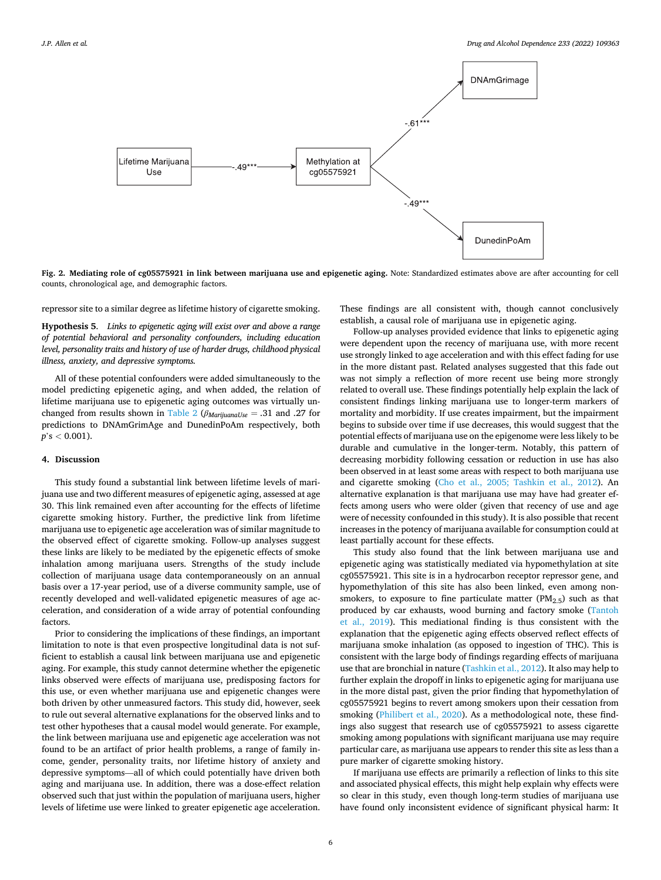Lifetime Marijuana Use → (.49***) → Methylation at cg05575921 → (-.61***) → DNAmGrimage

Methylation at cg05575921 → (-.49***) → DunedinPoAm

**Fig. 2. Mediating role of cg05575921 in link between marijuana use and epigenetic aging.** Note: Standardized estimates above are after accounting for cell counts, chronological age, and demographic factors.

repressor site to a similar degree as lifetime history of cigarette smoking.

**Hypothesis 5.** *Links to epigenetic aging will exist over and above a range of potential behavioral and personality confounders, including education level, personality traits and history of use of harder drugs, childhood physical illness, anxiety, and depressive symptoms.*

All of these potential confounders were added simultaneously to the model predicting epigenetic aging, and when added, the relation of lifetime marijuana use to epigenetic aging outcomes was virtually unchanged from results shown in Table 2 ($\beta_{MarijuanaUse}$ = .31 and .27 for predictions to DNAmGrimAge and DunedinPoAm respectively, both $p$'s $< 0.001$).

## 4. Discussion

This study found a substantial link between lifetime levels of marijuana use and two different measures of epigenetic aging, assessed at age 30. This link remained even after accounting for the effects of lifetime cigarette smoking history. Further, the predictive link from lifetime marijuana use to epigenetic age acceleration was of similar magnitude to the observed effect of cigarette smoking. Follow-up analyses suggest these links are likely to be mediated by the epigenetic effects of smoke inhalation among marijuana users. Strengths of the study include collection of marijuana usage data contemporaneously on an annual basis over a 17-year period, use of a diverse community sample, use of recently developed and well-validated epigenetic measures of age acceleration, and consideration of a wide array of potential confounding factors.

Prior to considering the implications of these findings, an important limitation to note is that even prospective longitudinal data is not sufficient to establish a causal link between marijuana use and epigenetic aging. For example, this study cannot determine whether the epigenetic links observed were effects of marijuana use, predisposing factors for this use, or even whether marijuana use and epigenetic changes were both driven by other unmeasured factors. This study did, however, seek to rule out several alternative explanations for the observed links and to test other hypotheses that a causal model would generate. For example, the link between marijuana use and epigenetic age acceleration was not found to be an artifact of prior health problems, a range of family income, gender, personality traits, nor lifetime history of anxiety and depressive symptoms—all of which could potentially have driven both aging and marijuana use. In addition, there was a dose-effect relation observed such that just within the population of marijuana users, higher levels of lifetime use were linked to greater epigenetic age acceleration. These findings are all consistent with, though cannot conclusively establish, a causal role of marijuana use in epigenetic aging.

Follow-up analyses provided evidence that links to epigenetic aging were dependent upon the recency of marijuana use, with more recent use strongly linked to age acceleration and with this effect fading for use in the more distant past. Related analyses suggested that this fade out was not simply a reflection of more recent use being more strongly related to overall use. These findings potentially help explain the lack of consistent findings linking marijuana use to longer-term markers of mortality and morbidity. If use creates impairment, but the impairment begins to subside over time if use decreases, this would suggest that the potential effects of marijuana use on the epigenome were less likely to be durable and cumulative in the longer-term. Notably, this pattern of decreasing morbidity following cessation or reduction in use has also been observed in at least some areas with respect to both marijuana use and cigarette smoking (Cho et al., 2005; Tashkin et al., 2012). An alternative explanation is that marijuana use may have had greater effects among users who were older (given that recency of use and age were of necessity confounded in this study). It is also possible that recent increases in the potency of marijuana available for consumption could at least partially account for these effects.

This study also found that the link between marijuana use and epigenetic aging was statistically mediated via hypomethylation at site cg05575921. This site is in a hydrocarbon receptor repressor gene, and hypomethylation of this site has also been linked, even among non-smokers, to exposure to fine particulate matter ($PM_{2.5}$) such as that produced by car exhausts, wood burning and factory smoke (Tantoh et al., 2019). This mediational finding is thus consistent with the explanation that the epigenetic aging effects observed reflect effects of marijuana smoke inhalation (as opposed to ingestion of THC). This is consistent with the large body of findings regarding effects of marijuana use that are bronchial in nature (Tashkin et al., 2012). It also may help to further explain the dropoff in links to epigenetic aging for marijuana use in the more distal past, given the prior finding that hypomethylation of cg05575921 begins to revert among smokers upon their cessation from smoking (Philibert et al., 2020). As a methodological note, these findings also suggest that research use of cg05575921 to assess cigarette smoking among populations with significant marijuana use may require particular care, as marijuana use appears to render this site as less than a pure marker of cigarette smoking history.

If marijuana use effects are primarily a reflection of links to this site and associated physical effects, this might help explain why effects were so clear in this study, even though long-term studies of marijuana use have found only inconsistent evidence of significant physical harm: It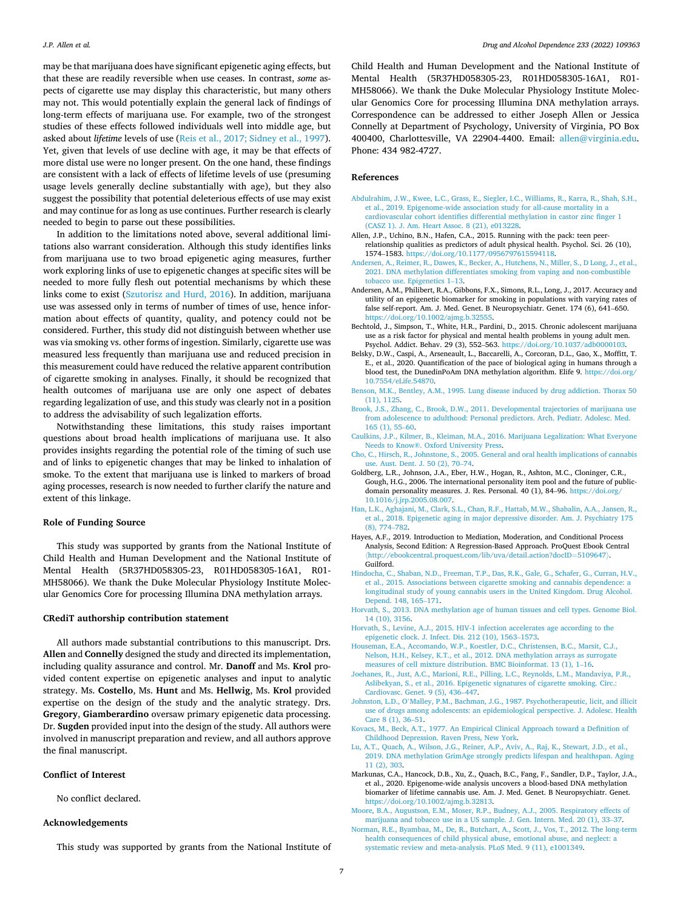may be that marijuana does have significant epigenetic aging effects, but that these are readily reversible when use ceases. In contrast, *some* aspects of cigarette use may display this characteristic, but many others may not. This would potentially explain the general lack of findings of long-term effects of marijuana use. For example, two of the strongest studies of these effects followed individuals well into middle age, but asked about *lifetime* levels of use (Reis et al., 2017; Sidney et al., 1997). Yet, given that levels of use decline with age, it may be that effects of more distal use were no longer present. On the one hand, these findings are consistent with a lack of effects of lifetime levels of use (presuming usage levels generally decline substantially with age), but they also suggest the possibility that potential deleterious effects of use may exist and may continue for as long as use continues. Further research is clearly needed to begin to parse out these possibilities.

In addition to the limitations noted above, several additional limitations also warrant consideration. Although this study identifies links from marijuana use to two broad epigenetic aging measures, further work exploring links of use to epigenetic changes at specific sites will be needed to more fully flesh out potential mechanisms by which these links come to exist (Szutorisz and Hurd, 2016). In addition, marijuana use was assessed only in terms of number of times of use, hence information about effects of quantity, quality, and potency could not be considered. Further, this study did not distinguish between whether use was via smoking vs. other forms of ingestion. Similarly, cigarette use was measured less frequently than marijuana use and reduced precision in this measurement could have reduced the relative apparent contribution of cigarette smoking in analyses. Finally, it should be recognized that health outcomes of marijuana use are only one aspect of debates regarding legalization of use, and this study was clearly not in a position to address the advisability of such legalization efforts.

Notwithstanding these limitations, this study raises important questions about broad health implications of marijuana use. It also provides insights regarding the potential role of the timing of such use and of links to epigenetic changes that may be linked to inhalation of smoke. To the extent that marijuana use is linked to markers of broad aging processes, research is now needed to further clarify the nature and extent of this linkage.

## Role of Funding Source

This study was supported by grants from the National Institute of Child Health and Human Development and the National Institute of Mental Health (5R37HD058305-23, R01HD058305-16A1, R01-MH58066). We thank the Duke Molecular Physiology Institute Molecular Genomics Core for processing Illumina DNA methylation arrays.

## CRediT authorship contribution statement

All authors made substantial contributions to this manuscript. Drs. **Allen** and **Connelly** designed the study and directed its implementation, including quality assurance and control. Mr. **Danoff** and Ms. **Krol** provided content expertise on epigenetic analyses and input to analytic strategy. Ms. **Costello**, Ms. **Hunt** and Ms. **Hellwig**, Ms. **Krol** provided expertise on the design of the study and the analytic strategy. Drs. **Gregory**, **Giamberardino** oversaw primary epigenetic data processing. Dr. **Sugden** provided input into the design of the study. All authors were involved in manuscript preparation and review, and all authors approve the final manuscript.

## Conflict of Interest

No conflict declared.

## Acknowledgements

This study was supported by grants from the National Institute of Child Health and Human Development and the National Institute of Mental Health (5R37HD058305-23, R01HD058305-16A1, R01-MH58066). We thank the Duke Molecular Physiology Institute Molecular Genomics Core for processing Illumina DNA methylation arrays. Correspondence can be addressed to either Joseph Allen or Jessica Connelly at Department of Psychology, University of Virginia, PO Box 400400, Charlottesville, VA 22904-4400. Email: allen@virginia.edu. Phone: 434 982-4727.

## References

Abdulrahim, J.W., Kwee, L.C., Grass, E., Siegler, I.C., Williams, R., Karra, R., Shah, S.H., et al., 2019. Epigenome-wide association study for all-cause mortality in a cardiovascular cohort identifies differential methylation in castor zinc finger 1 (CASZ 1). J. Am. Heart Assoc. 8 (21), e013228.

Allen, J.P., Uchino, B.N., Hafen, C.A., 2015. Running with the pack: teen peer-relationship qualities as predictors of adult physical health. Psychol. Sci. 26 (10), 1574–1583. https://doi.org/10.1177/0956797615594118.

Andersen, A., Reimer, R., Dawes, K., Becker, A., Hutchens, N., Miller, S., D Long, J., et al., 2021. DNA methylation differentiates smoking from vaping and non-combustible tobacco use. Epigenetics 1–13.

Andersen, A.M., Philibert, R.A., Gibbons, F.X., Simons, R.L., Long, J., 2017. Accuracy and utility of an epigenetic biomarker for smoking in populations with varying rates of false self-report. Am. J. Med. Genet. B Neuropsychiatr. Genet. 174 (6), 641–650. https://doi.org/10.1002/ajmg.b.32555.

Bechtold, J., Simpson, T., White, H.R., Pardini, D., 2015. Chronic adolescent marijuana use as a risk factor for physical and mental health problems in young adult men. Psychol. Addict. Behav. 29 (3), 552–563. https://doi.org/10.1037/adb0000103.

Belsky, D.W., Caspi, A., Arseneault, L., Baccarelli, A., Corcoran, D.L., Gao, X., Moffitt, T. E., et al., 2020. Quantification of the pace of biological aging in humans through a blood test, the DunedinPoAm DNA methylation algorithm. Elife 9. https://doi.org/10.7554/eLife.54870.

Benson, M.K., Bentley, A.M., 1995. Lung disease induced by drug addiction. Thorax 50 (11), 1125.

Brook, J.S., Zhang, C., Brook, D.W., 2011. Developmental trajectories of marijuana use from adolescence to adulthood: Personal predictors. Arch. Pediatr. Adolesc. Med. 165 (1), 55–60.

Caulkins, J.P., Kilmer, B., Kleiman, M.A., 2016. Marijuana Legalization: What Everyone Needs to Know®. Oxford University Press.

Cho, C., Hirsch, R., Johnstone, S., 2005. General and oral health implications of cannabis use. Aust. Dent. J. 50 (2), 70–74.

Goldberg, L.R., Johnson, J.A., Eber, H.W., Hogan, R., Ashton, M.C., Cloninger, C.R., Gough, H.G., 2006. The international personality item pool and the future of public-domain personality measures. J. Res. Personal. 40 (1), 84–96. https://doi.org/10.1016/j.jrp.2005.08.007.

Han, L.K., Aghajani, M., Clark, S.L., Chan, R.F., Hattab, M.W., Shabalin, A.A., Jansen, R., et al., 2018. Epigenetic aging in major depressive disorder. Am. J. Psychiatry 175 (8), 774–782.

Hayes, A.F., 2019. Introduction to Mediation, Moderation, and Conditional Process Analysis, Second Edition: A Regression-Based Approach. ProQuest Ebook Central 〈http://ebookcentral.proquest.com/lib/uva/detail.action?docID=5109647〉. Guilford.

Hindocha, C., Shaban, N.D., Freeman, T.P., Das, R.K., Gale, G., Schafer, G., Curran, H.V., et al., 2015. Associations between cigarette smoking and cannabis dependence: a longitudinal study of young cannabis users in the United Kingdom. Drug Alcohol. Depend. 148, 165–171.

Horvath, S., 2013. DNA methylation age of human tissues and cell types. Genome Biol. 14 (10), 3156.

Horvath, S., Levine, A.J., 2015. HIV-1 infection accelerates age according to the epigenetic clock. J. Infect. Dis. 212 (10), 1563–1573.

Houseman, E.A., Accomando, W.P., Koestler, D.C., Christensen, B.C., Marsit, C.J., Nelson, H.H., Kelsey, K.T., et al., 2012. DNA methylation arrays as surrogate measures of cell mixture distribution. BMC Bioinformat. 13 (1), 1–16.

Joehanes, R., Just, A.C., Marioni, R.E., Pilling, L.C., Reynolds, L.M., Mandaviya, P.R., Aslibekyan, S., et al., 2016. Epigenetic signatures of cigarette smoking. Circ.: Cardiovasc. Genet. 9 (5), 436–447.

Johnston, L.D., O'Malley, P.M., Bachman, J.G., 1987. Psychotherapeutic, licit, and illicit use of drugs among adolescents: an epidemiological perspective. J. Adolesc. Health Care 8 (1), 36–51.

Kovacs, M., Beck, A.T., 1977. An Empirical Clinical Approach toward a Definition of Childhood Depression. Raven Press, New York.

Lu, A.T., Quach, A., Wilson, J.G., Reiner, A.P., Aviv, A., Raj, K., Stewart, J.D., et al., 2019. DNA methylation GrimAge strongly predicts lifespan and healthspan. Aging 11 (2), 303.

Markunas, C.A., Hancock, D.B., Xu, Z., Quach, B.C., Fang, F., Sandler, D.P., Taylor, J.A., et al., 2020. Epigenome-wide analysis uncovers a blood-based DNA methylation biomarker of lifetime cannabis use. Am. J. Med. Genet. B Neuropsychiatr. Genet. https://doi.org/10.1002/ajmg.b.32813.

Moore, B.A., Augustson, E.M., Moser, R.P., Budney, A.J., 2005. Respiratory effects of marijuana and tobacco use in a US sample. J. Gen. Intern. Med. 20 (1), 33–37.

Norman, R.E., Byambaa, M., De, R., Butchart, A., Scott, J., Vos, T., 2012. The long-term health consequences of child physical abuse, emotional abuse, and neglect: a systematic review and meta-analysis. PLoS Med. 9 (11), e1001349.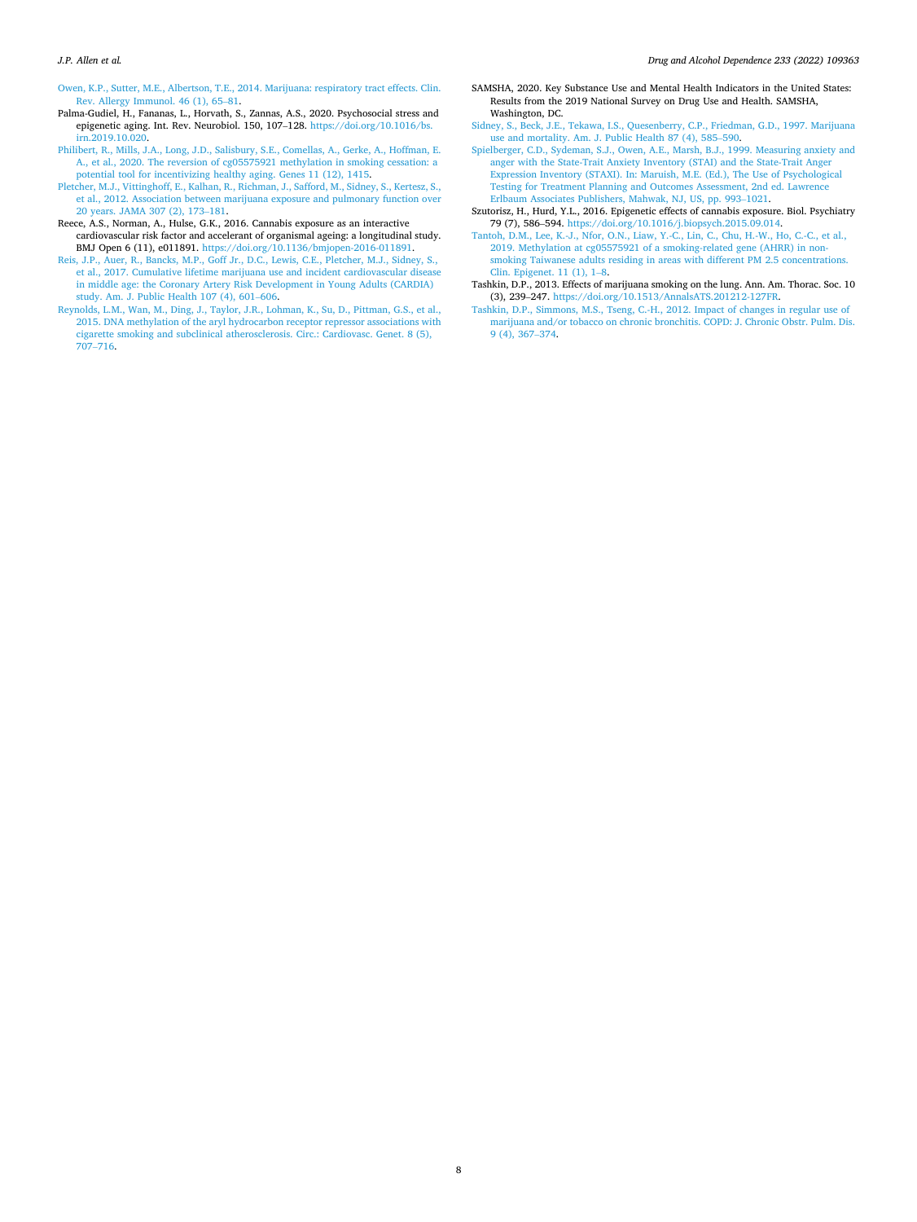Owen, K.P., Sutter, M.E., Albertson, T.E., 2014. Marijuana: respiratory tract effects. Clin. Rev. Allergy Immunol. 46 (1), 65–81.

Palma-Gudiel, H., Fananas, L., Horvath, S., Zannas, A.S., 2020. Psychosocial stress and epigenetic aging. Int. Rev. Neurobiol. 150, 107–128. https://doi.org/10.1016/bs.irn.2019.10.020.

Philibert, R., Mills, J.A., Long, J.D., Salisbury, S.E., Comellas, A., Gerke, A., Hoffman, E. A., et al., 2020. The reversion of cg05575921 methylation in smoking cessation: a potential tool for incentivizing healthy aging. Genes 11 (12), 1415.

Pletcher, M.J., Vittinghoff, E., Kalhan, R., Richman, J., Safford, M., Sidney, S., Kertesz, S., et al., 2012. Association between marijuana exposure and pulmonary function over 20 years. JAMA 307 (2), 173–181.

Reece, A.S., Norman, A., Hulse, G.K., 2016. Cannabis exposure as an interactive cardiovascular risk factor and accelerant of organismal ageing: a longitudinal study. BMJ Open 6 (11), e011891. https://doi.org/10.1136/bmjopen-2016-011891.

Reis, J.P., Auer, R., Bancks, M.P., Goff Jr., D.C., Lewis, C.E., Pletcher, M.J., Sidney, S., et al., 2017. Cumulative lifetime marijuana use and incident cardiovascular disease in middle age: the Coronary Artery Risk Development in Young Adults (CARDIA) study. Am. J. Public Health 107 (4), 601–606.

Reynolds, L.M., Wan, M., Ding, J., Taylor, J.R., Lohman, K., Su, D., Pittman, G.S., et al., 2015. DNA methylation of the aryl hydrocarbon receptor repressor associations with cigarette smoking and subclinical atherosclerosis. Circ.: Cardiovasc. Genet. 8 (5), 707–716.

SAMSHA, 2020. Key Substance Use and Mental Health Indicators in the United States: Results from the 2019 National Survey on Drug Use and Health. SAMSHA, Washington, DC.

Sidney, S., Beck, J.E., Tekawa, I.S., Quesenberry, C.P., Friedman, G.D., 1997. Marijuana use and mortality. Am. J. Public Health 87 (4), 585–590.

Spielberger, C.D., Sydeman, S.J., Owen, A.E., Marsh, B.J., 1999. Measuring anxiety and anger with the State-Trait Anxiety Inventory (STAI) and the State-Trait Anger Expression Inventory (STAXI). In: Maruish, M.E. (Ed.), The Use of Psychological Testing for Treatment Planning and Outcomes Assessment, 2nd ed. Lawrence Erlbaum Associates Publishers, Mahwak, NJ, US, pp. 993–1021.

Szutorisz, H., Hurd, Y.L., 2016. Epigenetic effects of cannabis exposure. Biol. Psychiatry 79 (7), 586–594. https://doi.org/10.1016/j.biopsych.2015.09.014.

Tantoh, D.M., Lee, K.-J., Nfor, O.N., Liaw, Y.-C., Lin, C., Chu, H.-W., Ho, C.-C., et al., 2019. Methylation at cg05575921 of a smoking-related gene (AHRR) in non-smoking Taiwanese adults residing in areas with different PM 2.5 concentrations. Clin. Epigenet. 11 (1), 1–8.

Tashkin, D.P., 2013. Effects of marijuana smoking on the lung. Ann. Am. Thorac. Soc. 10 (3), 239–247. https://doi.org/10.1513/AnnalsATS.201212-127FR.

Tashkin, D.P., Simmons, M.S., Tseng, C.-H., 2012. Impact of changes in regular use of marijuana and/or tobacco on chronic bronchitis. COPD: J. Chronic Obstr. Pulm. Dis. 9 (4), 367–374.